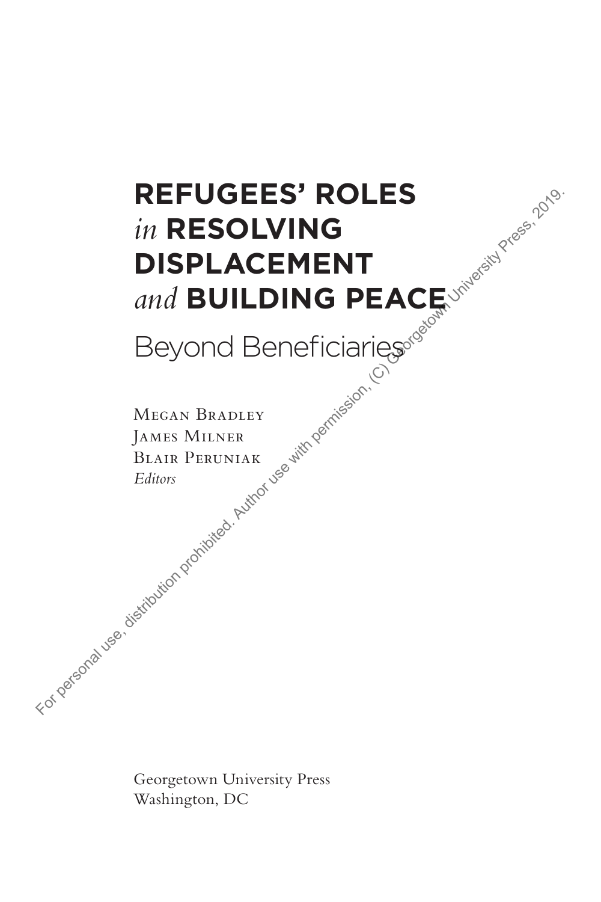# REFUGEES' ROLES *in* RESOLVING DISPLACEMENT *and* BUILDING PEACE

## Beyond Beneficiaries

Megan Bradley
James Milner
Blair Peruniak
*Editors*

For personal use, distribution prohibited. Author use with permission, (C) Georgetown University Press, 2019.

Georgetown University Press
Washington, DC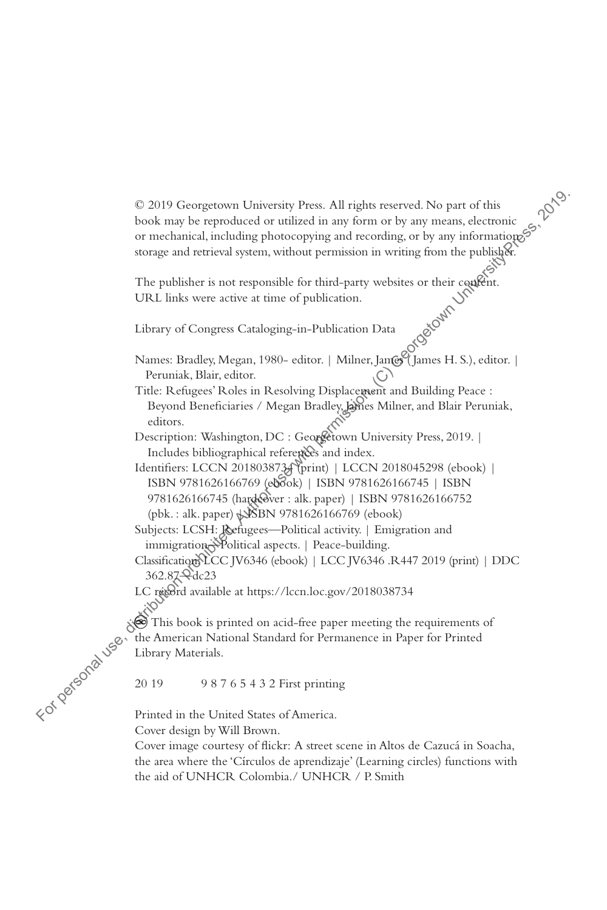© 2019 Georgetown University Press. All rights reserved. No part of this book may be reproduced or utilized in any form or by any means, electronic or mechanical, including photocopying and recording, or by any information storage and retrieval system, without permission in writing from the publisher.

The publisher is not responsible for third-party websites or their content. URL links were active at time of publication.

Library of Congress Cataloging-in-Publication Data

Names: Bradley, Megan, 1980- editor. | Milner, James (James H. S.), editor. | Peruniak, Blair, editor.

Title: Refugees' Roles in Resolving Displacement and Building Peace : Beyond Beneficiaries / Megan Bradley, James Milner, and Blair Peruniak, editors.

Description: Washington, DC : Georgetown University Press, 2019. | Includes bibliographical references and index.

Identifiers: LCCN 2018038734 (print) | LCCN 2018045298 (ebook) | ISBN 9781626166769 (ebook) | ISBN 9781626166745 | ISBN 9781626166745 (hardcover : alk. paper) | ISBN 9781626166752 (pbk. : alk. paper) | ISBN 9781626166769 (ebook)

Subjects: LCSH: Refugees—Political activity. | Emigration and immigration—Political aspects. | Peace-building.

Classification: LCC JV6346 (ebook) | LCC JV6346 .R447 2019 (print) | DDC 362.87—dc23

LC record available at https://lccn.loc.gov/2018038734

∞ This book is printed on acid-free paper meeting the requirements of the American National Standard for Permanence in Paper for Printed Library Materials.

20 19   9 8 7 6 5 4 3 2 First printing

Printed in the United States of America.

Cover design by Will Brown.

Cover image courtesy of flickr: A street scene in Altos de Cazucá in Soacha, the area where the 'Círculos de aprendizaje' (Learning circles) functions with the aid of UNHCR Colombia./ UNHCR / P. Smith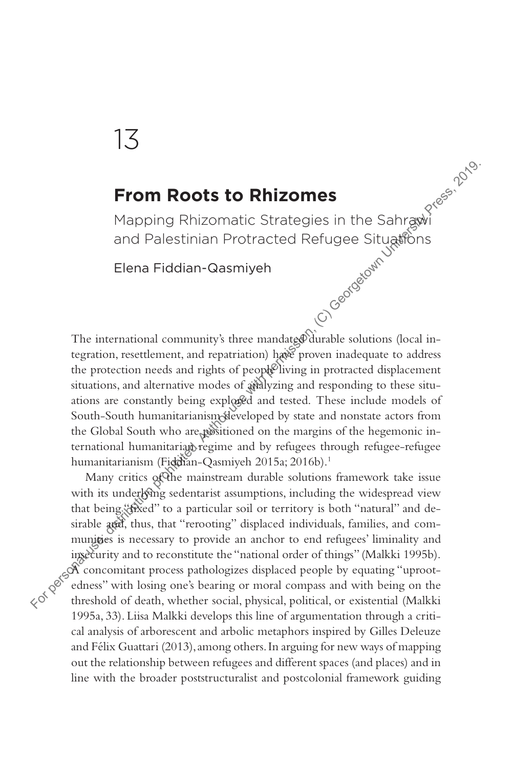# 13

## From Roots to Rhizomes

### Mapping Rhizomatic Strategies in the Sahrawi and Palestinian Protracted Refugee Situations

Elena Fiddian-Qasmiyeh

The international community's three mandated durable solutions (local integration, resettlement, and repatriation) have proven inadequate to address the protection needs and rights of people living in protracted displacement situations, and alternative modes of analyzing and responding to these situations are constantly being explored and tested. These include models of South-South humanitarianism developed by state and nonstate actors from the Global South who are positioned on the margins of the hegemonic international humanitarian regime and by refugees through refugee-refugee humanitarianism (Fiddian-Qasmiyeh 2015a; 2016b).[1]

Many critics of the mainstream durable solutions framework take issue with its underlying sedentarist assumptions, including the widespread view that being "fixed" to a particular soil or territory is both "natural" and desirable and, thus, that "rerooting" displaced individuals, families, and communities is necessary to provide an anchor to end refugees' liminality and insecurity and to reconstitute the "national order of things" (Malkki 1995b). A concomitant process pathologizes displaced people by equating "uprootedness" with losing one's bearing or moral compass and with being on the threshold of death, whether social, physical, political, or existential (Malkki 1995a, 33). Liisa Malkki develops this line of argumentation through a critical analysis of arborescent and arbolic metaphors inspired by Gilles Deleuze and Félix Guattari (2013), among others. In arguing for new ways of mapping out the relationship between refugees and different spaces (and places) and in line with the broader poststructuralist and postcolonial framework guiding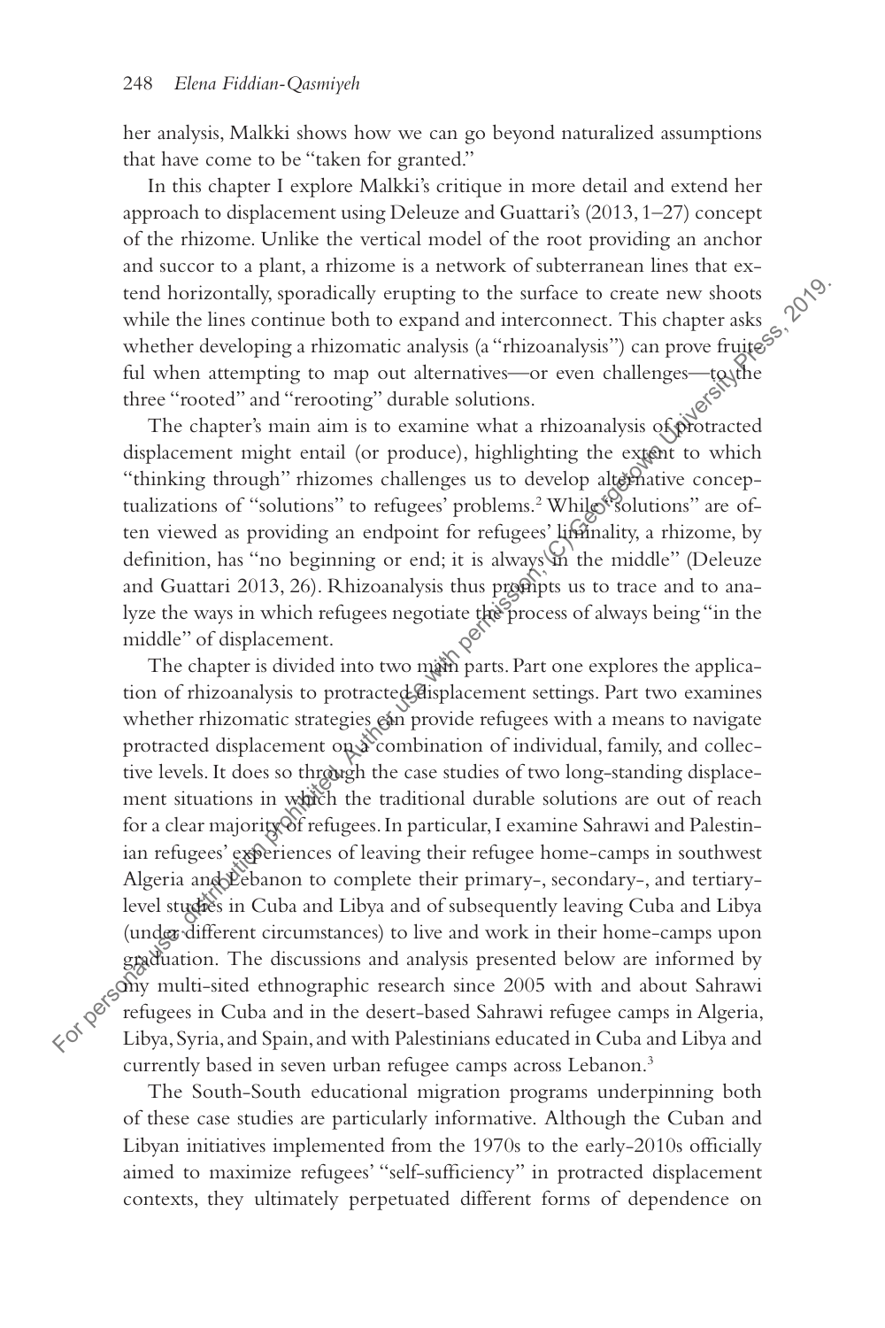her analysis, Malkki shows how we can go beyond naturalized assumptions that have come to be "taken for granted."

In this chapter I explore Malkki's critique in more detail and extend her approach to displacement using Deleuze and Guattari's (2013, 1–27) concept of the rhizome. Unlike the vertical model of the root providing an anchor and succor to a plant, a rhizome is a network of subterranean lines that extend horizontally, sporadically erupting to the surface to create new shoots while the lines continue both to expand and interconnect. This chapter asks whether developing a rhizomatic analysis (a "rhizoanalysis") can prove fruitful when attempting to map out alternatives—or even challenges—to the three "rooted" and "rerooting" durable solutions.

The chapter's main aim is to examine what a rhizoanalysis of protracted displacement might entail (or produce), highlighting the extent to which "thinking through" rhizomes challenges us to develop alternative conceptualizations of "solutions" to refugees' problems.[2] While "solutions" are often viewed as providing an endpoint for refugees' liminality, a rhizome, by definition, has "no beginning or end; it is always in the middle" (Deleuze and Guattari 2013, 26). Rhizoanalysis thus prompts us to trace and to analyze the ways in which refugees negotiate the process of always being "in the middle" of displacement.

The chapter is divided into two main parts. Part one explores the application of rhizoanalysis to protracted displacement settings. Part two examines whether rhizomatic strategies can provide refugees with a means to navigate protracted displacement on a combination of individual, family, and collective levels. It does so through the case studies of two long-standing displacement situations in which the traditional durable solutions are out of reach for a clear majority of refugees. In particular, I examine Sahrawi and Palestinian refugees' experiences of leaving their refugee home-camps in southwest Algeria and Lebanon to complete their primary-, secondary-, and tertiary-level studies in Cuba and Libya and of subsequently leaving Cuba and Libya (under different circumstances) to live and work in their home-camps upon graduation. The discussions and analysis presented below are informed by my multi-sited ethnographic research since 2005 with and about Sahrawi refugees in Cuba and in the desert-based Sahrawi refugee camps in Algeria, Libya, Syria, and Spain, and with Palestinians educated in Cuba and Libya and currently based in seven urban refugee camps across Lebanon.[3]

The South-South educational migration programs underpinning both of these case studies are particularly informative. Although the Cuban and Libyan initiatives implemented from the 1970s to the early-2010s officially aimed to maximize refugees' "self-sufficiency" in protracted displacement contexts, they ultimately perpetuated different forms of dependence on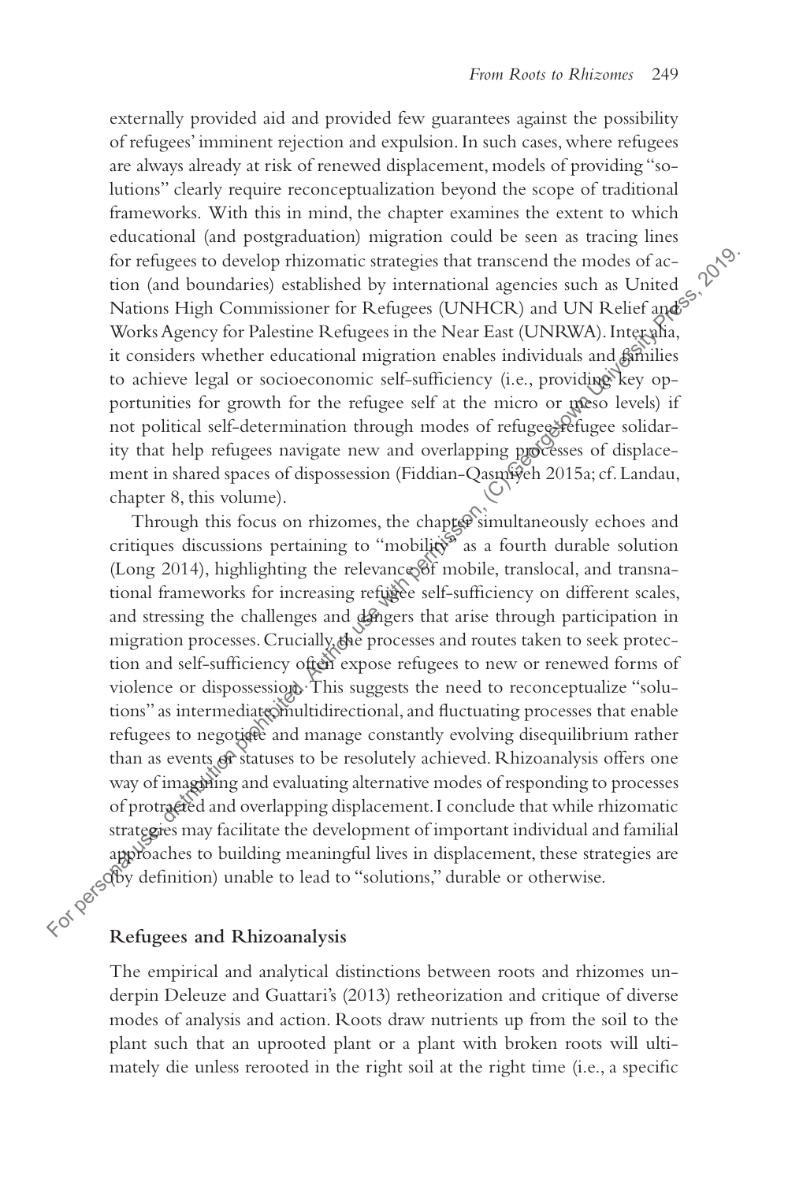externally provided aid and provided few guarantees against the possibility of refugees' imminent rejection and expulsion. In such cases, where refugees are always already at risk of renewed displacement, models of providing "solutions" clearly require reconceptualization beyond the scope of traditional frameworks. With this in mind, the chapter examines the extent to which educational (and postgraduation) migration could be seen as tracing lines for refugees to develop rhizomatic strategies that transcend the modes of action (and boundaries) established by international agencies such as United Nations High Commissioner for Refugees (UNHCR) and UN Relief and Works Agency for Palestine Refugees in the Near East (UNRWA). Inter alia, it considers whether educational migration enables individuals and families to achieve legal or socioeconomic self-sufficiency (i.e., providing key opportunities for growth for the refugee self at the micro or meso levels) if not political self-determination through modes of refugee-refugee solidarity that help refugees navigate new and overlapping processes of displacement in shared spaces of dispossession (Fiddian-Qasmiyeh 2015a; cf. Landau, chapter 8, this volume).

Through this focus on rhizomes, the chapter simultaneously echoes and critiques discussions pertaining to "mobility" as a fourth durable solution (Long 2014), highlighting the relevance of mobile, translocal, and transnational frameworks for increasing refugee self-sufficiency on different scales, and stressing the challenges and dangers that arise through participation in migration processes. Crucially, the processes and routes taken to seek protection and self-sufficiency often expose refugees to new or renewed forms of violence or dispossession. This suggests the need to reconceptualize "solutions" as intermediate, multidirectional, and fluctuating processes that enable refugees to negotiate and manage constantly evolving disequilibrium rather than as events or statuses to be resolutely achieved. Rhizoanalysis offers one way of imagining and evaluating alternative modes of responding to processes of protracted and overlapping displacement. I conclude that while rhizomatic strategies may facilitate the development of important individual and familial approaches to building meaningful lives in displacement, these strategies are (by definition) unable to lead to "solutions," durable or otherwise.

## Refugees and Rhizoanalysis

The empirical and analytical distinctions between roots and rhizomes underpin Deleuze and Guattari's (2013) retheorization and critique of diverse modes of analysis and action. Roots draw nutrients up from the soil to the plant such that an uprooted plant or a plant with broken roots will ultimately die unless rerooted in the right soil at the right time (i.e., a specific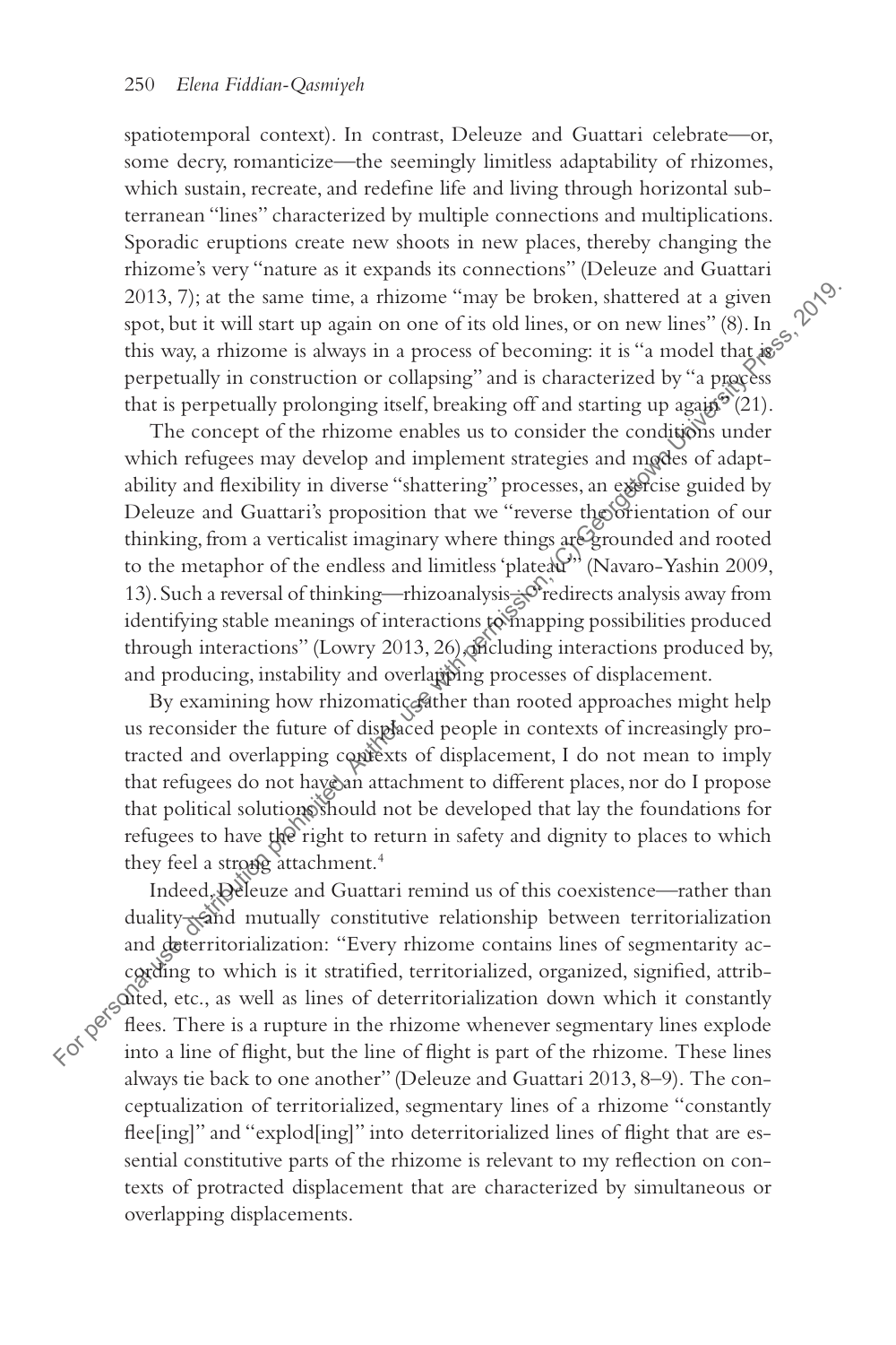spatiotemporal context). In contrast, Deleuze and Guattari celebrate—or, some decry, romanticize—the seemingly limitless adaptability of rhizomes, which sustain, recreate, and redefine life and living through horizontal subterranean "lines" characterized by multiple connections and multiplications. Sporadic eruptions create new shoots in new places, thereby changing the rhizome's very "nature as it expands its connections" (Deleuze and Guattari 2013, 7); at the same time, a rhizome "may be broken, shattered at a given spot, but it will start up again on one of its old lines, or on new lines" (8). In this way, a rhizome is always in a process of becoming: it is "a model that is perpetually in construction or collapsing" and is characterized by "a process that is perpetually prolonging itself, breaking off and starting up again" (21).

The concept of the rhizome enables us to consider the conditions under which refugees may develop and implement strategies and modes of adaptability and flexibility in diverse "shattering" processes, an exercise guided by Deleuze and Guattari's proposition that we "reverse the orientation of our thinking, from a verticalist imaginary where things are grounded and rooted to the metaphor of the endless and limitless 'plateau'" (Navaro-Yashin 2009, 13). Such a reversal of thinking—rhizoanalysis—"redirects analysis away from identifying stable meanings of interactions to mapping possibilities produced through interactions" (Lowry 2013, 26), including interactions produced by, and producing, instability and overlapping processes of displacement.

By examining how rhizomatic rather than rooted approaches might help us reconsider the future of displaced people in contexts of increasingly protracted and overlapping contexts of displacement, I do not mean to imply that refugees do not have an attachment to different places, nor do I propose that political solutions should not be developed that lay the foundations for refugees to have the right to return in safety and dignity to places to which they feel a strong attachment.[4]

Indeed, Deleuze and Guattari remind us of this coexistence—rather than duality—and mutually constitutive relationship between territorialization and deterritorialization: "Every rhizome contains lines of segmentarity according to which is it stratified, territorialized, organized, signified, attributed, etc., as well as lines of deterritorialization down which it constantly flees. There is a rupture in the rhizome whenever segmentary lines explode into a line of flight, but the line of flight is part of the rhizome. These lines always tie back to one another" (Deleuze and Guattari 2013, 8–9). The conceptualization of territorialized, segmentary lines of a rhizome "constantly flee[ing]" and "explod[ing]" into deterritorialized lines of flight that are essential constitutive parts of the rhizome is relevant to my reflection on contexts of protracted displacement that are characterized by simultaneous or overlapping displacements.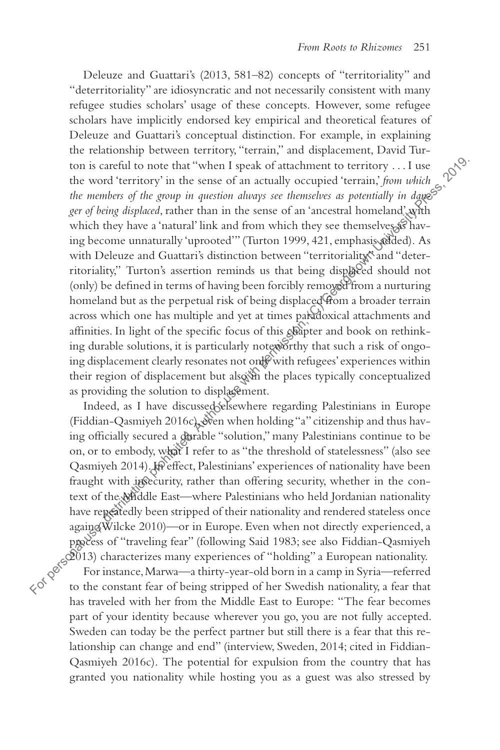Deleuze and Guattari's (2013, 581–82) concepts of "territoriality" and "deterritoriality" are idiosyncratic and not necessarily consistent with many refugee studies scholars' usage of these concepts. However, some refugee scholars have implicitly endorsed key empirical and theoretical features of Deleuze and Guattari's conceptual distinction. For example, in explaining the relationship between territory, "terrain," and displacement, David Turton is careful to note that "when I speak of attachment to territory . . . I use the word 'territory' in the sense of an actually occupied 'terrain,' *from which the members of the group in question always see themselves as potentially in danger of being displaced*, rather than in the sense of an 'ancestral homeland' with which they have a 'natural' link and from which they see themselves as having become unnaturally 'uprooted'" (Turton 1999, 421, emphasis added). As with Deleuze and Guattari's distinction between "territoriality" and "deterritoriality," Turton's assertion reminds us that being displaced should not (only) be defined in terms of having been forcibly removed from a nurturing homeland but as the perpetual risk of being displaced from a broader terrain across which one has multiple and yet at times paradoxical attachments and affinities. In light of the specific focus of this chapter and book on rethinking durable solutions, it is particularly noteworthy that such a risk of ongoing displacement clearly resonates not only with refugees' experiences within their region of displacement but also in the places typically conceptualized as providing the solution to displacement.

Indeed, as I have discussed elsewhere regarding Palestinians in Europe (Fiddian-Qasmiyeh 2016c), even when holding "a" citizenship and thus having officially secured a durable "solution," many Palestinians continue to be on, or to embody, what I refer to as "the threshold of statelessness" (also see Qasmiyeh 2014). In effect, Palestinians' experiences of nationality have been fraught with insecurity, rather than offering security, whether in the context of the Middle East—where Palestinians who held Jordanian nationality have repeatedly been stripped of their nationality and rendered stateless once again (Wilcke 2010)—or in Europe. Even when not directly experienced, a process of "traveling fear" (following Said 1983; see also Fiddian-Qasmiyeh 2013) characterizes many experiences of "holding" a European nationality.

For instance, Marwa—a thirty-year-old born in a camp in Syria—referred to the constant fear of being stripped of her Swedish nationality, a fear that has traveled with her from the Middle East to Europe: "The fear becomes part of your identity because wherever you go, you are not fully accepted. Sweden can today be the perfect partner but still there is a fear that this relationship can change and end" (interview, Sweden, 2014; cited in Fiddian-Qasmiyeh 2016c). The potential for expulsion from the country that has granted you nationality while hosting you as a guest was also stressed by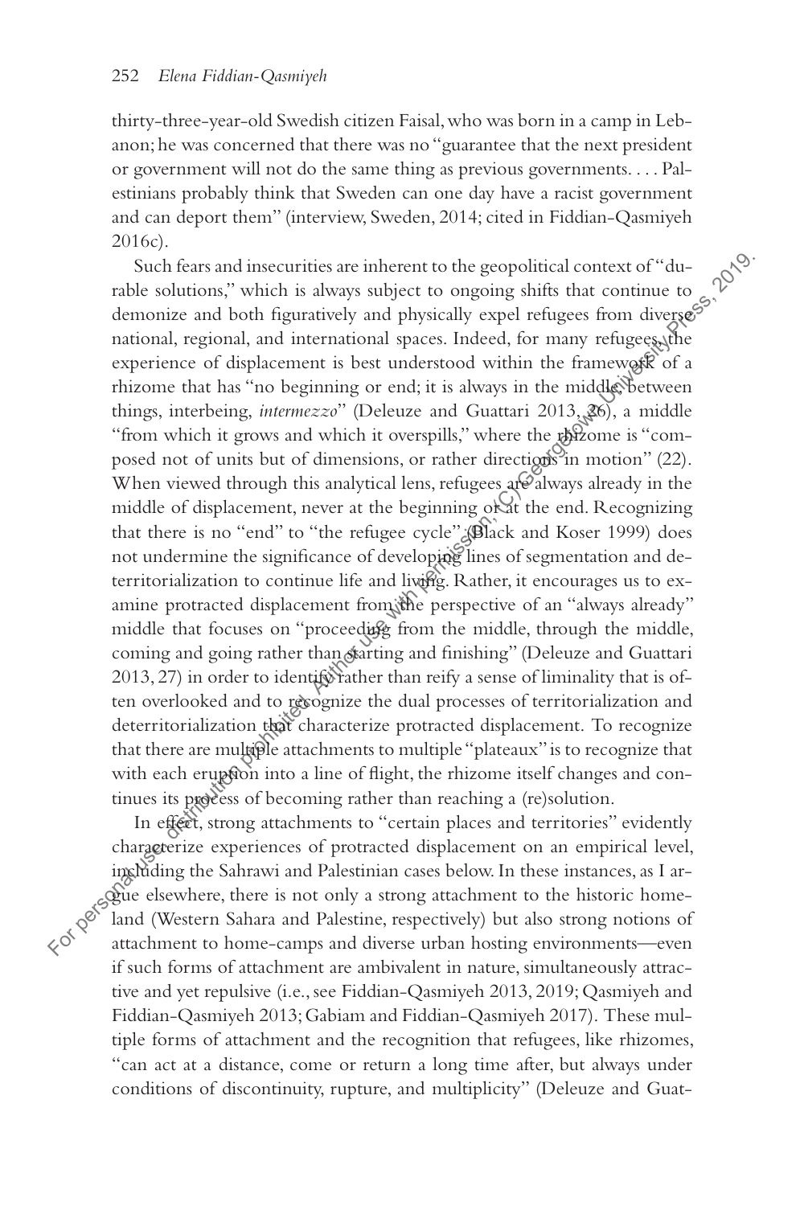thirty-three-year-old Swedish citizen Faisal, who was born in a camp in Lebanon; he was concerned that there was no "guarantee that the next president or government will not do the same thing as previous governments. . . . Palestinians probably think that Sweden can one day have a racist government and can deport them" (interview, Sweden, 2014; cited in Fiddian-Qasmiyeh 2016c).

Such fears and insecurities are inherent to the geopolitical context of "durable solutions," which is always subject to ongoing shifts that continue to demonize and both figuratively and physically expel refugees from diverse national, regional, and international spaces. Indeed, for many refugees, the experience of displacement is best understood within the framework of a rhizome that has "no beginning or end; it is always in the middle, between things, interbeing, *intermezzo*" (Deleuze and Guattari 2013, 26), a middle "from which it grows and which it overspills," where the rhizome is "composed not of units but of dimensions, or rather directions in motion" (22). When viewed through this analytical lens, refugees are always already in the middle of displacement, never at the beginning or at the end. Recognizing that there is no "end" to "the refugee cycle" (Black and Koser 1999) does not undermine the significance of developing lines of segmentation and deterritorialization to continue life and living. Rather, it encourages us to examine protracted displacement from the perspective of an "always already" middle that focuses on "proceeding from the middle, through the middle, coming and going rather than starting and finishing" (Deleuze and Guattari 2013, 27) in order to identify rather than reify a sense of liminality that is often overlooked and to recognize the dual processes of territorialization and deterritorialization that characterize protracted displacement. To recognize that there are multiple attachments to multiple "plateaux" is to recognize that with each eruption into a line of flight, the rhizome itself changes and continues its process of becoming rather than reaching a (re)solution.

In effect, strong attachments to "certain places and territories" evidently characterize experiences of protracted displacement on an empirical level, including the Sahrawi and Palestinian cases below. In these instances, as I argue elsewhere, there is not only a strong attachment to the historic homeland (Western Sahara and Palestine, respectively) but also strong notions of attachment to home-camps and diverse urban hosting environments—even if such forms of attachment are ambivalent in nature, simultaneously attractive and yet repulsive (i.e., see Fiddian-Qasmiyeh 2013, 2019; Qasmiyeh and Fiddian-Qasmiyeh 2013; Gabiam and Fiddian-Qasmiyeh 2017). These multiple forms of attachment and the recognition that refugees, like rhizomes, "can act at a distance, come or return a long time after, but always under conditions of discontinuity, rupture, and multiplicity" (Deleuze and Guat-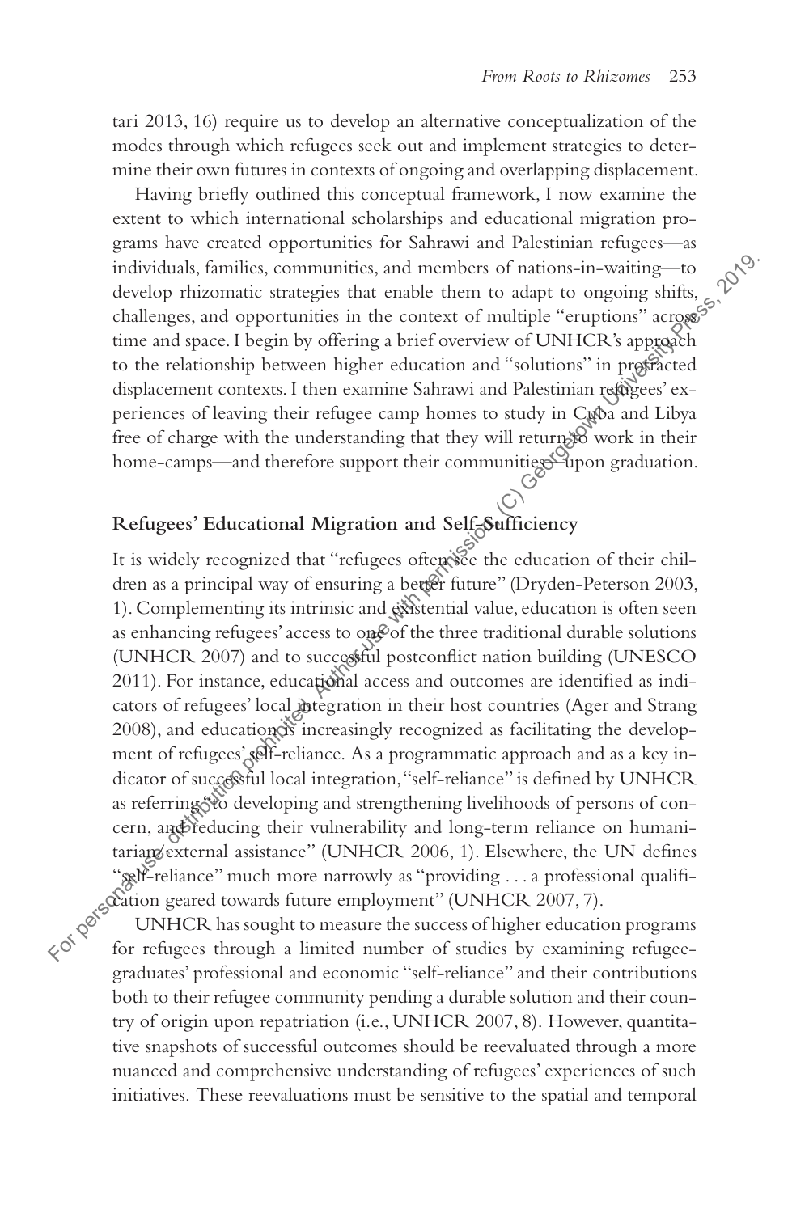tari 2013, 16) require us to develop an alternative conceptualization of the modes through which refugees seek out and implement strategies to determine their own futures in contexts of ongoing and overlapping displacement.

Having briefly outlined this conceptual framework, I now examine the extent to which international scholarships and educational migration programs have created opportunities for Sahrawi and Palestinian refugees—as individuals, families, communities, and members of nations-in-waiting—to develop rhizomatic strategies that enable them to adapt to ongoing shifts, challenges, and opportunities in the context of multiple "eruptions" across time and space. I begin by offering a brief overview of UNHCR's approach to the relationship between higher education and "solutions" in protracted displacement contexts. I then examine Sahrawi and Palestinian refugees' experiences of leaving their refugee camp homes to study in Cuba and Libya free of charge with the understanding that they will return to work in their home-camps—and therefore support their communities—upon graduation.

## Refugees' Educational Migration and Self-Sufficiency

It is widely recognized that "refugees often see the education of their children as a principal way of ensuring a better future" (Dryden-Peterson 2003, 1). Complementing its intrinsic and existential value, education is often seen as enhancing refugees' access to one of the three traditional durable solutions (UNHCR 2007) and to successful postconflict nation building (UNESCO 2011). For instance, educational access and outcomes are identified as indicators of refugees' local integration in their host countries (Ager and Strang 2008), and education is increasingly recognized as facilitating the development of refugees' self-reliance. As a programmatic approach and as a key indicator of successful local integration, "self-reliance" is defined by UNHCR as referring "to developing and strengthening livelihoods of persons of concern, and reducing their vulnerability and long-term reliance on humanitarian/external assistance" (UNHCR 2006, 1). Elsewhere, the UN defines "self-reliance" much more narrowly as "providing . . . a professional qualification geared towards future employment" (UNHCR 2007, 7).

UNHCR has sought to measure the success of higher education programs for refugees through a limited number of studies by examining refugee-graduates' professional and economic "self-reliance" and their contributions both to their refugee community pending a durable solution and their country of origin upon repatriation (i.e., UNHCR 2007, 8). However, quantitative snapshots of successful outcomes should be reevaluated through a more nuanced and comprehensive understanding of refugees' experiences of such initiatives. These reevaluations must be sensitive to the spatial and temporal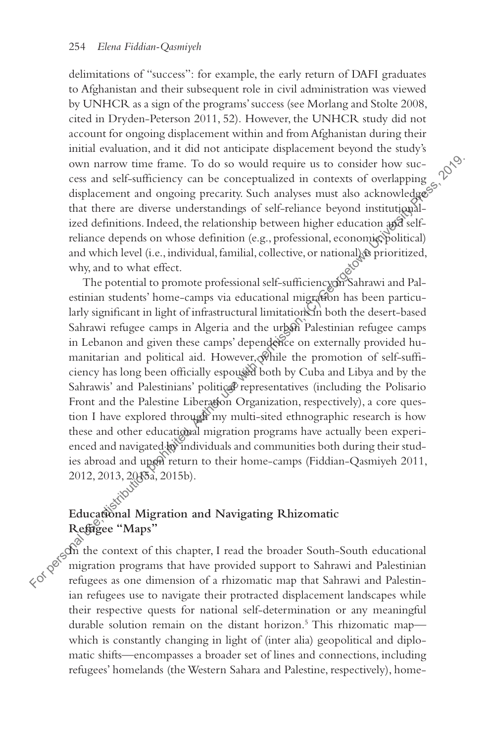delimitations of "success": for example, the early return of DAFI graduates to Afghanistan and their subsequent role in civil administration was viewed by UNHCR as a sign of the programs' success (see Morlang and Stolte 2008, cited in Dryden-Peterson 2011, 52). However, the UNHCR study did not account for ongoing displacement within and from Afghanistan during their initial evaluation, and it did not anticipate displacement beyond the study's own narrow time frame. To do so would require us to consider how success and self-sufficiency can be conceptualized in contexts of overlapping displacement and ongoing precarity. Such analyses must also acknowledge that there are diverse understandings of self-reliance beyond institutionalized definitions. Indeed, the relationship between higher education and self-reliance depends on whose definition (e.g., professional, economic, political) and which level (i.e., individual, familial, collective, or national) is prioritized, why, and to what effect.

The potential to promote professional self-sufficiency in Sahrawi and Palestinian students' home-camps via educational migration has been particularly significant in light of infrastructural limitations in both the desert-based Sahrawi refugee camps in Algeria and the urban Palestinian refugee camps in Lebanon and given these camps' dependence on externally provided humanitarian and political aid. However, while the promotion of self-sufficiency has long been officially espoused both by Cuba and Libya and by the Sahrawis' and Palestinians' political representatives (including the Polisario Front and the Palestine Liberation Organization, respectively), a core question I have explored through my multi-sited ethnographic research is how these and other educational migration programs have actually been experienced and navigated by individuals and communities both during their studies abroad and upon return to their home-camps (Fiddian-Qasmiyeh 2011, 2012, 2013, 2015a, 2015b).

## Educational Migration and Navigating Rhizomatic Refugee "Maps"

In the context of this chapter, I read the broader South-South educational migration programs that have provided support to Sahrawi and Palestinian refugees as one dimension of a rhizomatic map that Sahrawi and Palestinian refugees use to navigate their protracted displacement landscapes while their respective quests for national self-determination or any meaningful durable solution remain on the distant horizon.[5] This rhizomatic map—which is constantly changing in light of (inter alia) geopolitical and diplomatic shifts—encompasses a broader set of lines and connections, including refugees' homelands (the Western Sahara and Palestine, respectively), home-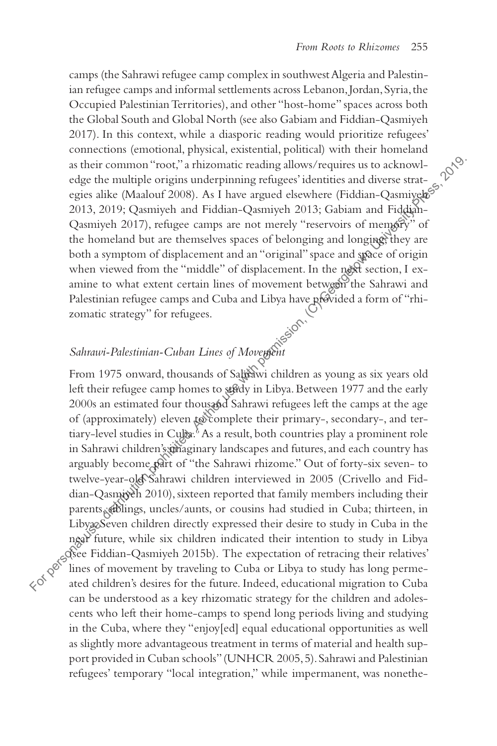camps (the Sahrawi refugee camp complex in southwest Algeria and Palestinian refugee camps and informal settlements across Lebanon, Jordan, Syria, the Occupied Palestinian Territories), and other "host-home" spaces across both the Global South and Global North (see also Gabiam and Fiddian-Qasmiyeh 2017). In this context, while a diasporic reading would prioritize refugees' connections (emotional, physical, existential, political) with their homeland as their common "root," a rhizomatic reading allows/requires us to acknowledge the multiple origins underpinning refugees' identities and diverse strategies alike (Maalouf 2008). As I have argued elsewhere (Fiddian-Qasmiyeh 2013, 2019; Qasmiyeh and Fiddian-Qasmiyeh 2013; Gabiam and Fiddian-Qasmiyeh 2017), refugee camps are not merely "reservoirs of memory" of the homeland but are themselves spaces of belonging and longing; they are both a symptom of displacement and an "original" space and space of origin when viewed from the "middle" of displacement. In the next section, I examine to what extent certain lines of movement between the Sahrawi and Palestinian refugee camps and Cuba and Libya have provided a form of "rhizomatic strategy" for refugees.

## *Sahrawi-Palestinian-Cuban Lines of Movement*

From 1975 onward, thousands of Sahrawi children as young as six years old left their refugee camp homes to study in Libya. Between 1977 and the early 2000s an estimated four thousand Sahrawi refugees left the camps at the age of (approximately) eleven to complete their primary-, secondary-, and tertiary-level studies in Cuba.[6] As a result, both countries play a prominent role in Sahrawi children's imaginary landscapes and futures, and each country has arguably become part of "the Sahrawi rhizome." Out of forty-six seven- to twelve-year-old Sahrawi children interviewed in 2005 (Crivello and Fiddian-Qasmiyeh 2010), sixteen reported that family members including their parents, siblings, uncles/aunts, or cousins had studied in Cuba; thirteen, in Libya. Seven children directly expressed their desire to study in Cuba in the near future, while six children indicated their intention to study in Libya (see Fiddian-Qasmiyeh 2015b). The expectation of retracing their relatives' lines of movement by traveling to Cuba or Libya to study has long permeated children's desires for the future. Indeed, educational migration to Cuba can be understood as a key rhizomatic strategy for the children and adolescents who left their home-camps to spend long periods living and studying in the Cuba, where they "enjoy[ed] equal educational opportunities as well as slightly more advantageous treatment in terms of material and health support provided in Cuban schools" (UNHCR 2005, 5). Sahrawi and Palestinian refugees' temporary "local integration," while impermanent, was nonethe-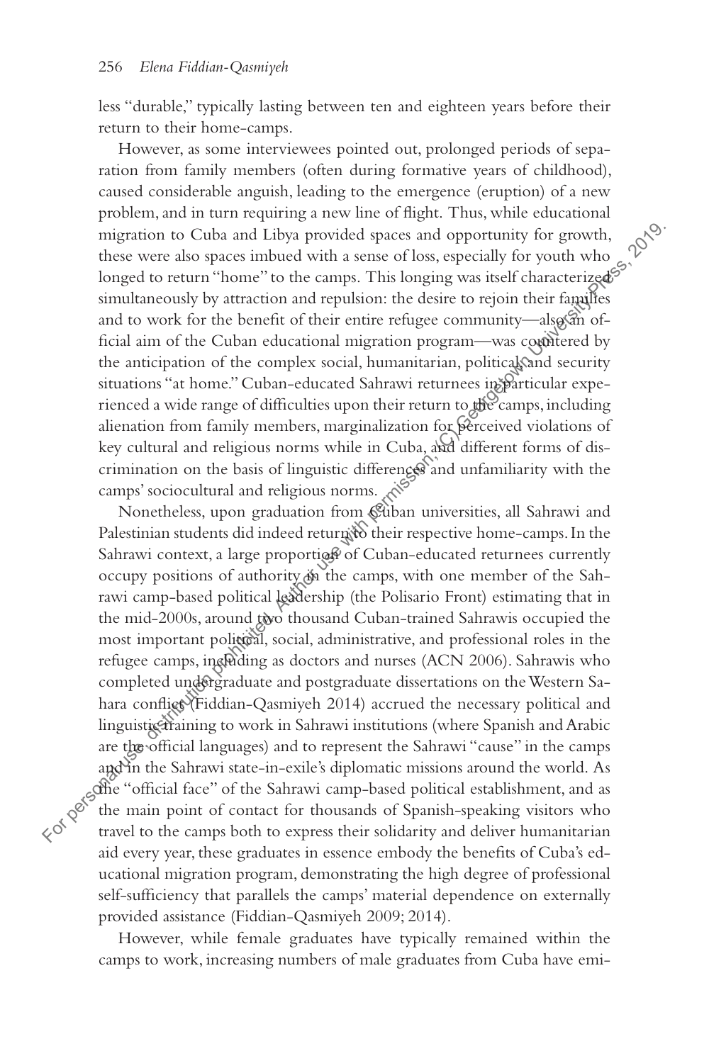less "durable," typically lasting between ten and eighteen years before their return to their home-camps.

However, as some interviewees pointed out, prolonged periods of separation from family members (often during formative years of childhood), caused considerable anguish, leading to the emergence (eruption) of a new problem, and in turn requiring a new line of flight. Thus, while educational migration to Cuba and Libya provided spaces and opportunity for growth, these were also spaces imbued with a sense of loss, especially for youth who longed to return "home" to the camps. This longing was itself characterized simultaneously by attraction and repulsion: the desire to rejoin their families and to work for the benefit of their entire refugee community—also an official aim of the Cuban educational migration program—was countered by the anticipation of the complex social, humanitarian, political, and security situations "at home." Cuban-educated Sahrawi returnees in particular experienced a wide range of difficulties upon their return to the camps, including alienation from family members, marginalization for perceived violations of key cultural and religious norms while in Cuba, and different forms of discrimination on the basis of linguistic differences and unfamiliarity with the camps' sociocultural and religious norms.

Nonetheless, upon graduation from Cuban universities, all Sahrawi and Palestinian students did indeed return to their respective home-camps. In the Sahrawi context, a large proportion of Cuban-educated returnees currently occupy positions of authority in the camps, with one member of the Sahrawi camp-based political leadership (the Polisario Front) estimating that in the mid-2000s, around two thousand Cuban-trained Sahrawis occupied the most important political, social, administrative, and professional roles in the refugee camps, including as doctors and nurses (ACN 2006). Sahrawis who completed undergraduate and postgraduate dissertations on the Western Sahara conflict (Fiddian-Qasmiyeh 2014) accrued the necessary political and linguistic training to work in Sahrawi institutions (where Spanish and Arabic are the official languages) and to represent the Sahrawi "cause" in the camps and in the Sahrawi state-in-exile's diplomatic missions around the world. As the "official face" of the Sahrawi camp-based political establishment, and as the main point of contact for thousands of Spanish-speaking visitors who travel to the camps both to express their solidarity and deliver humanitarian aid every year, these graduates in essence embody the benefits of Cuba's educational migration program, demonstrating the high degree of professional self-sufficiency that parallels the camps' material dependence on externally provided assistance (Fiddian-Qasmiyeh 2009; 2014).

However, while female graduates have typically remained within the camps to work, increasing numbers of male graduates from Cuba have emi-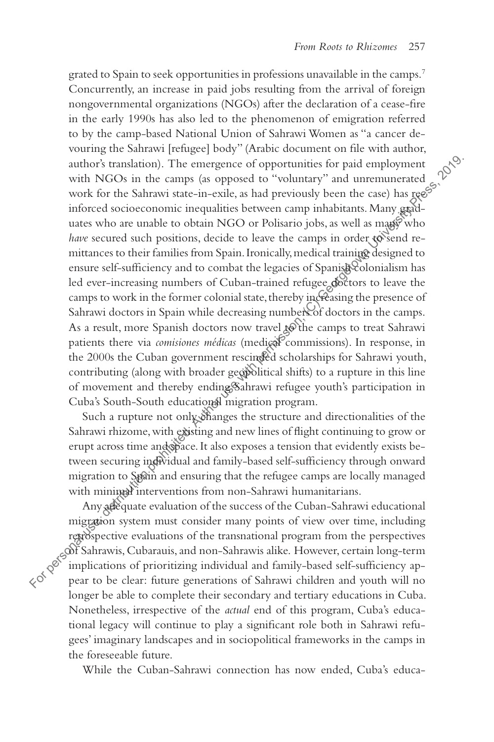grated to Spain to seek opportunities in professions unavailable in the camps.[7] Concurrently, an increase in paid jobs resulting from the arrival of foreign nongovernmental organizations (NGOs) after the declaration of a cease-fire in the early 1990s has also led to the phenomenon of emigration referred to by the camp-based National Union of Sahrawi Women as "a cancer devouring the Sahrawi [refugee] body" (Arabic document on file with author, author's translation). The emergence of opportunities for paid employment with NGOs in the camps (as opposed to "voluntary" and unremunerated work for the Sahrawi state-in-exile, as had previously been the case) has reinforced socioeconomic inequalities between camp inhabitants. Many graduates who are unable to obtain NGO or Polisario jobs, as well as many who *have* secured such positions, decide to leave the camps in order to send remittances to their families from Spain. Ironically, medical training designed to ensure self-sufficiency and to combat the legacies of Spanish colonialism has led ever-increasing numbers of Cuban-trained refugee doctors to leave the camps to work in the former colonial state, thereby increasing the presence of Sahrawi doctors in Spain while decreasing numbers of doctors in the camps. As a result, more Spanish doctors now travel to the camps to treat Sahrawi patients there via *comisiones médicas* (medical commissions). In response, in the 2000s the Cuban government rescinded scholarships for Sahrawi youth, contributing (along with broader geopolitical shifts) to a rupture in this line of movement and thereby ending Sahrawi refugee youth's participation in Cuba's South-South educational migration program.

Such a rupture not only changes the structure and directionalities of the Sahrawi rhizome, with existing and new lines of flight continuing to grow or erupt across time and space. It also exposes a tension that evidently exists between securing individual and family-based self-sufficiency through onward migration to Spain and ensuring that the refugee camps are locally managed with minimal interventions from non-Sahrawi humanitarians.

Any adequate evaluation of the success of the Cuban-Sahrawi educational migration system must consider many points of view over time, including retrospective evaluations of the transnational program from the perspectives of Sahrawis, Cubarauis, and non-Sahrawis alike. However, certain long-term implications of prioritizing individual and family-based self-sufficiency appear to be clear: future generations of Sahrawi children and youth will no longer be able to complete their secondary and tertiary educations in Cuba. Nonetheless, irrespective of the *actual* end of this program, Cuba's educational legacy will continue to play a significant role both in Sahrawi refugees' imaginary landscapes and in sociopolitical frameworks in the camps in the foreseeable future.

While the Cuban-Sahrawi connection has now ended, Cuba's educa-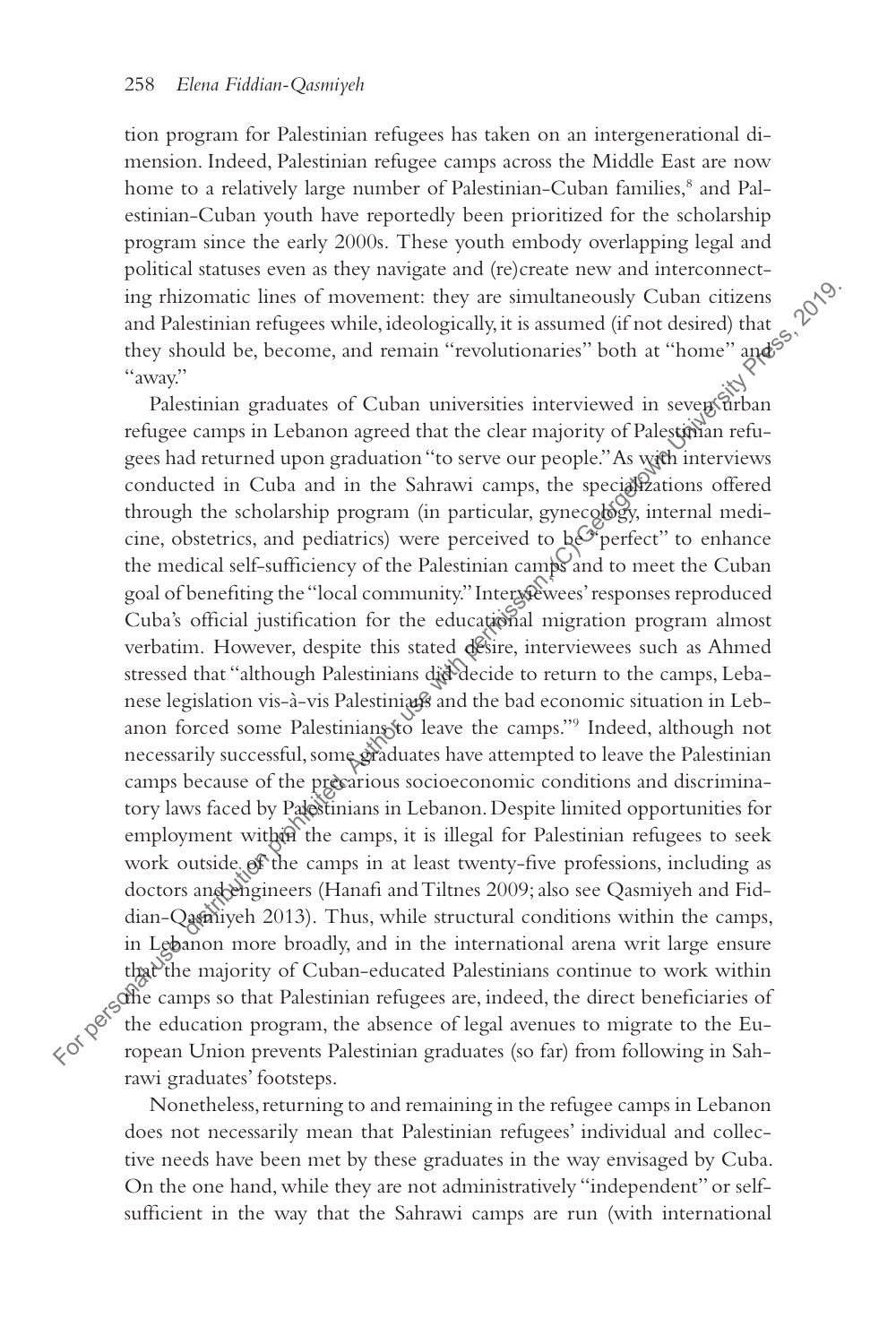tion program for Palestinian refugees has taken on an intergenerational dimension. Indeed, Palestinian refugee camps across the Middle East are now home to a relatively large number of Palestinian-Cuban families,[8] and Palestinian-Cuban youth have reportedly been prioritized for the scholarship program since the early 2000s. These youth embody overlapping legal and political statuses even as they navigate and (re)create new and interconnecting rhizomatic lines of movement: they are simultaneously Cuban citizens and Palestinian refugees while, ideologically, it is assumed (if not desired) that they should be, become, and remain "revolutionaries" both at "home" and "away."

Palestinian graduates of Cuban universities interviewed in seven urban refugee camps in Lebanon agreed that the clear majority of Palestinian refugees had returned upon graduation "to serve our people." As with interviews conducted in Cuba and in the Sahrawi camps, the specializations offered through the scholarship program (in particular, gynecology, internal medicine, obstetrics, and pediatrics) were perceived to be "perfect" to enhance the medical self-sufficiency of the Palestinian camps and to meet the Cuban goal of benefiting the "local community." Interviewees' responses reproduced Cuba's official justification for the educational migration program almost verbatim. However, despite this stated desire, interviewees such as Ahmed stressed that "although Palestinians did decide to return to the camps, Lebanese legislation vis-à-vis Palestinians and the bad economic situation in Lebanon forced some Palestinians to leave the camps."[9] Indeed, although not necessarily successful, some graduates have attempted to leave the Palestinian camps because of the precarious socioeconomic conditions and discriminatory laws faced by Palestinians in Lebanon. Despite limited opportunities for employment within the camps, it is illegal for Palestinian refugees to seek work outside of the camps in at least twenty-five professions, including as doctors and engineers (Hanafi and Tiltnes 2009; also see Qasmiyeh and Fiddian-Qasmiyeh 2013). Thus, while structural conditions within the camps, in Lebanon more broadly, and in the international arena writ large ensure that the majority of Cuban-educated Palestinians continue to work within the camps so that Palestinian refugees are, indeed, the direct beneficiaries of the education program, the absence of legal avenues to migrate to the European Union prevents Palestinian graduates (so far) from following in Sahrawi graduates' footsteps.

Nonetheless, returning to and remaining in the refugee camps in Lebanon does not necessarily mean that Palestinian refugees' individual and collective needs have been met by these graduates in the way envisaged by Cuba. On the one hand, while they are not administratively "independent" or self-sufficient in the way that the Sahrawi camps are run (with international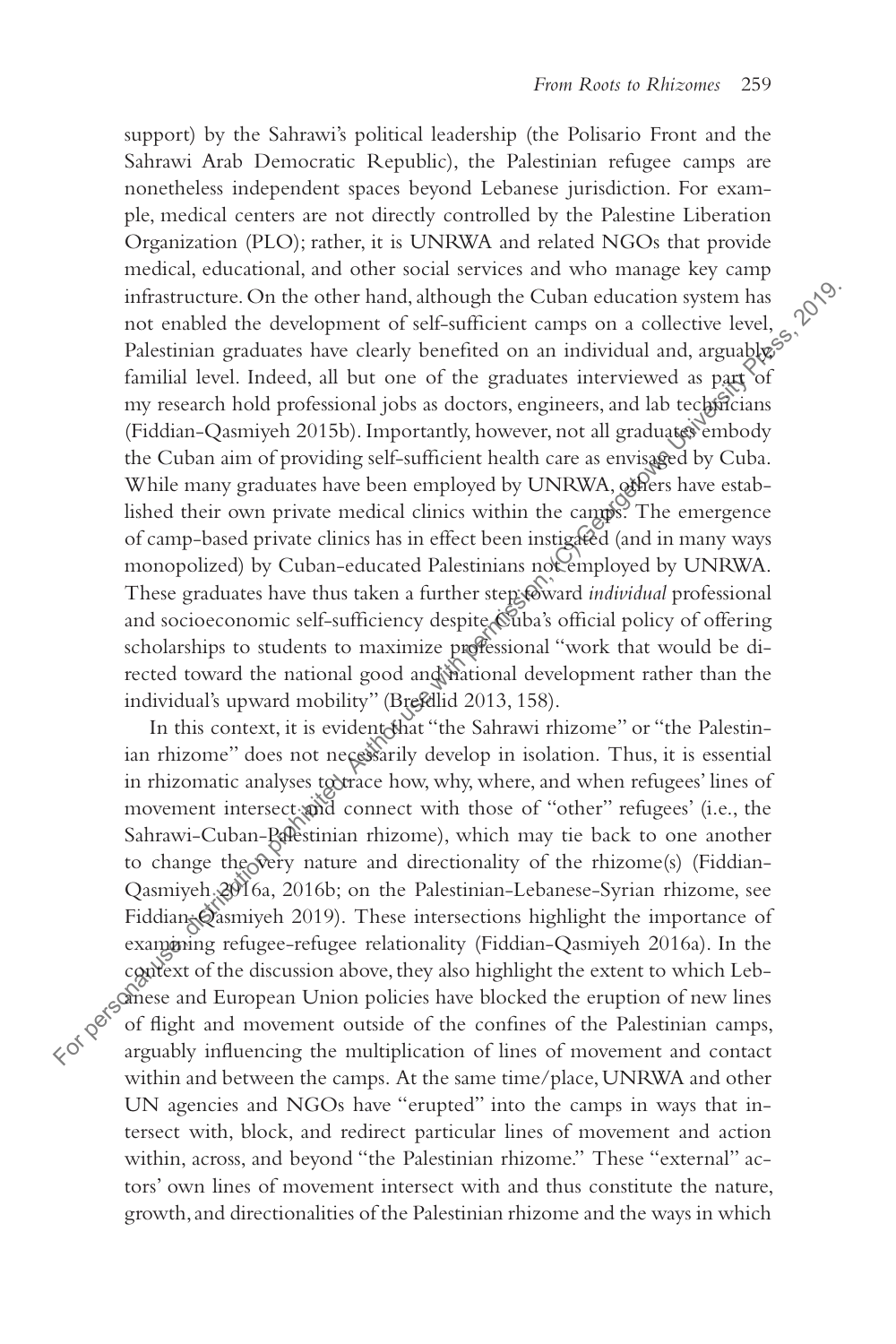support) by the Sahrawi's political leadership (the Polisario Front and the Sahrawi Arab Democratic Republic), the Palestinian refugee camps are nonetheless independent spaces beyond Lebanese jurisdiction. For example, medical centers are not directly controlled by the Palestine Liberation Organization (PLO); rather, it is UNRWA and related NGOs that provide medical, educational, and other social services and who manage key camp infrastructure. On the other hand, although the Cuban education system has not enabled the development of self-sufficient camps on a collective level, Palestinian graduates have clearly benefited on an individual and, arguably, familial level. Indeed, all but one of the graduates interviewed as part of my research hold professional jobs as doctors, engineers, and lab technicians (Fiddian-Qasmiyeh 2015b). Importantly, however, not all graduates embody the Cuban aim of providing self-sufficient health care as envisaged by Cuba. While many graduates have been employed by UNRWA, others have established their own private medical clinics within the camps. The emergence of camp-based private clinics has in effect been instigated (and in many ways monopolized) by Cuban-educated Palestinians not employed by UNRWA. These graduates have thus taken a further step toward *individual* professional and socioeconomic self-sufficiency despite Cuba's official policy of offering scholarships to students to maximize professional "work that would be directed toward the national good and national development rather than the individual's upward mobility" (Breidlid 2013, 158).

In this context, it is evident that "the Sahrawi rhizome" or "the Palestinian rhizome" does not necessarily develop in isolation. Thus, it is essential in rhizomatic analyses to trace how, why, where, and when refugees' lines of movement intersect and connect with those of "other" refugees' (i.e., the Sahrawi-Cuban-Palestinian rhizome), which may tie back to one another to change the very nature and directionality of the rhizome(s) (Fiddian-Qasmiyeh 2016a, 2016b; on the Palestinian-Lebanese-Syrian rhizome, see Fiddian-Qasmiyeh 2019). These intersections highlight the importance of examining refugee-refugee relationality (Fiddian-Qasmiyeh 2016a). In the context of the discussion above, they also highlight the extent to which Lebanese and European Union policies have blocked the eruption of new lines of flight and movement outside of the confines of the Palestinian camps, arguably influencing the multiplication of lines of movement and contact within and between the camps. At the same time/place, UNRWA and other UN agencies and NGOs have "erupted" into the camps in ways that intersect with, block, and redirect particular lines of movement and action within, across, and beyond "the Palestinian rhizome." These "external" actors' own lines of movement intersect with and thus constitute the nature, growth, and directionalities of the Palestinian rhizome and the ways in which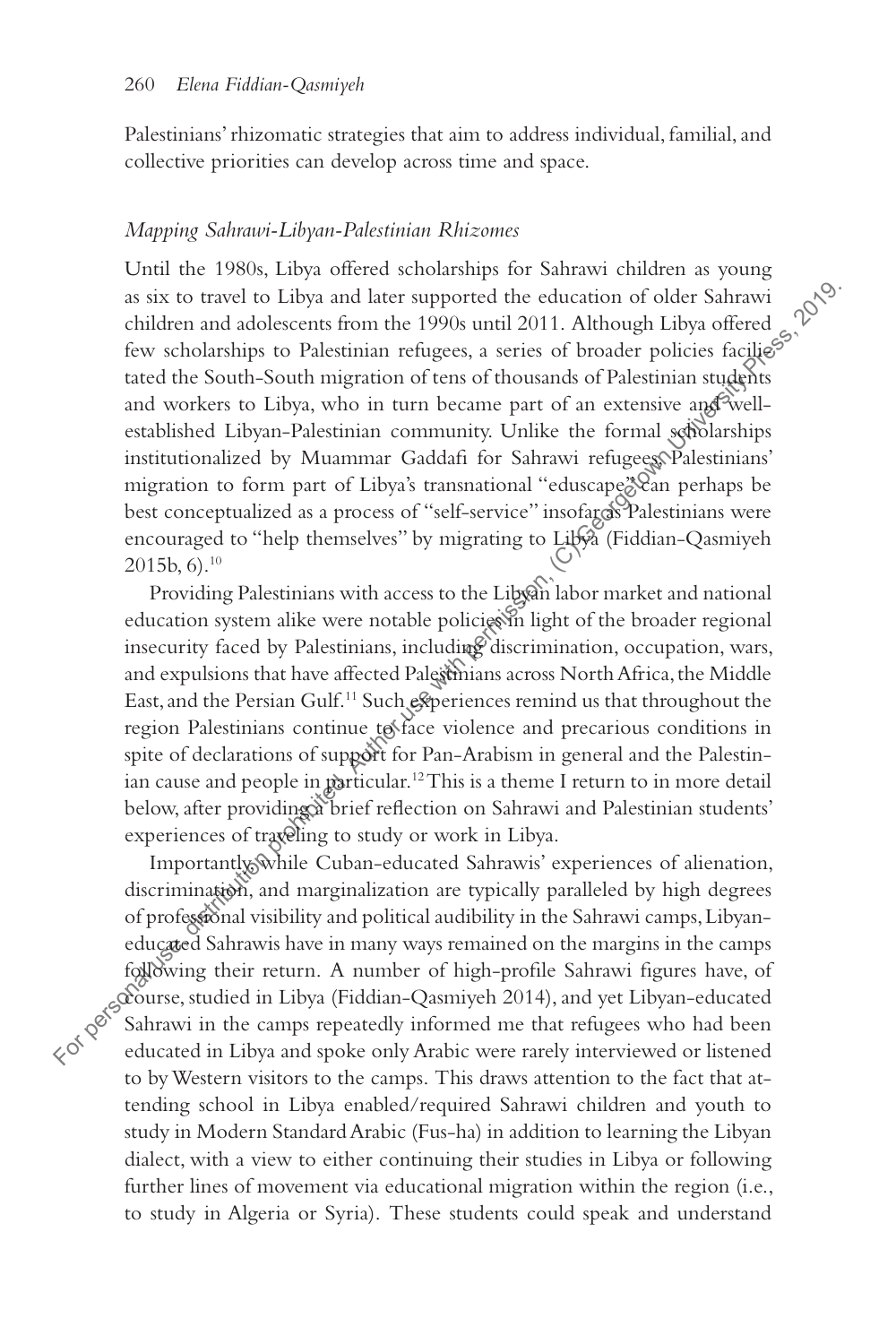Palestinians' rhizomatic strategies that aim to address individual, familial, and collective priorities can develop across time and space.

### *Mapping Sahrawi-Libyan-Palestinian Rhizomes*

Until the 1980s, Libya offered scholarships for Sahrawi children as young as six to travel to Libya and later supported the education of older Sahrawi children and adolescents from the 1990s until 2011. Although Libya offered few scholarships to Palestinian refugees, a series of broader policies facilitated the South-South migration of tens of thousands of Palestinian students and workers to Libya, who in turn became part of an extensive and well-established Libyan-Palestinian community. Unlike the formal scholarships institutionalized by Muammar Gaddafi for Sahrawi refugees, Palestinians' migration to form part of Libya's transnational "eduscape" can perhaps be best conceptualized as a process of "self-service" insofar as Palestinians were encouraged to "help themselves" by migrating to Libya (Fiddian-Qasmiyeh 2015b, 6).[10]

Providing Palestinians with access to the Libyan labor market and national education system alike were notable policies in light of the broader regional insecurity faced by Palestinians, including discrimination, occupation, wars, and expulsions that have affected Palestinians across North Africa, the Middle East, and the Persian Gulf.[11] Such experiences remind us that throughout the region Palestinians continue to face violence and precarious conditions in spite of declarations of support for Pan-Arabism in general and the Palestinian cause and people in particular.[12] This is a theme I return to in more detail below, after providing a brief reflection on Sahrawi and Palestinian students' experiences of traveling to study or work in Libya.

Importantly, while Cuban-educated Sahrawis' experiences of alienation, discrimination, and marginalization are typically paralleled by high degrees of professional visibility and political audibility in the Sahrawi camps, Libyan-educated Sahrawis have in many ways remained on the margins in the camps following their return. A number of high-profile Sahrawi figures have, of course, studied in Libya (Fiddian-Qasmiyeh 2014), and yet Libyan-educated Sahrawi in the camps repeatedly informed me that refugees who had been educated in Libya and spoke only Arabic were rarely interviewed or listened to by Western visitors to the camps. This draws attention to the fact that attending school in Libya enabled/required Sahrawi children and youth to study in Modern Standard Arabic (Fus-ha) in addition to learning the Libyan dialect, with a view to either continuing their studies in Libya or following further lines of movement via educational migration within the region (i.e., to study in Algeria or Syria). These students could speak and understand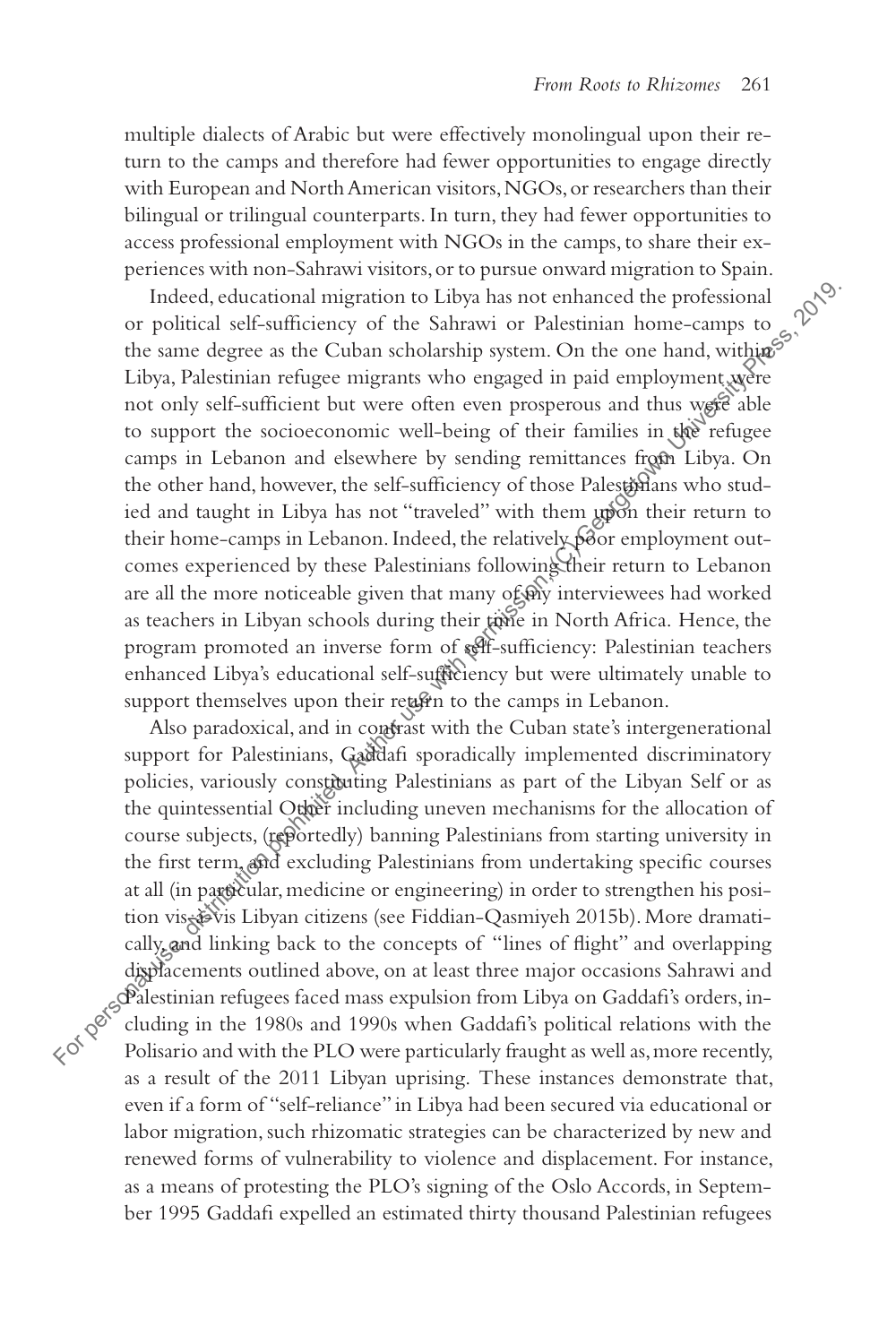multiple dialects of Arabic but were effectively monolingual upon their return to the camps and therefore had fewer opportunities to engage directly with European and North American visitors, NGOs, or researchers than their bilingual or trilingual counterparts. In turn, they had fewer opportunities to access professional employment with NGOs in the camps, to share their experiences with non-Sahrawi visitors, or to pursue onward migration to Spain.

Indeed, educational migration to Libya has not enhanced the professional or political self-sufficiency of the Sahrawi or Palestinian home-camps to the same degree as the Cuban scholarship system. On the one hand, within Libya, Palestinian refugee migrants who engaged in paid employment were not only self-sufficient but were often even prosperous and thus were able to support the socioeconomic well-being of their families in the refugee camps in Lebanon and elsewhere by sending remittances from Libya. On the other hand, however, the self-sufficiency of those Palestinians who studied and taught in Libya has not "traveled" with them upon their return to their home-camps in Lebanon. Indeed, the relatively poor employment outcomes experienced by these Palestinians following their return to Lebanon are all the more noticeable given that many of my interviewees had worked as teachers in Libyan schools during their time in North Africa. Hence, the program promoted an inverse form of self-sufficiency: Palestinian teachers enhanced Libya's educational self-sufficiency but were ultimately unable to support themselves upon their return to the camps in Lebanon.

Also paradoxical, and in contrast with the Cuban state's intergenerational support for Palestinians, Gaddafi sporadically implemented discriminatory policies, variously constituting Palestinians as part of the Libyan Self or as the quintessential Other including uneven mechanisms for the allocation of course subjects, (reportedly) banning Palestinians from starting university in the first term, and excluding Palestinians from undertaking specific courses at all (in particular, medicine or engineering) in order to strengthen his position vis-à-vis Libyan citizens (see Fiddian-Qasmiyeh 2015b). More dramatically, and linking back to the concepts of "lines of flight" and overlapping displacements outlined above, on at least three major occasions Sahrawi and Palestinian refugees faced mass expulsion from Libya on Gaddafi's orders, including in the 1980s and 1990s when Gaddafi's political relations with the Polisario and with the PLO were particularly fraught as well as, more recently, as a result of the 2011 Libyan uprising. These instances demonstrate that, even if a form of "self-reliance" in Libya had been secured via educational or labor migration, such rhizomatic strategies can be characterized by new and renewed forms of vulnerability to violence and displacement. For instance, as a means of protesting the PLO's signing of the Oslo Accords, in September 1995 Gaddafi expelled an estimated thirty thousand Palestinian refugees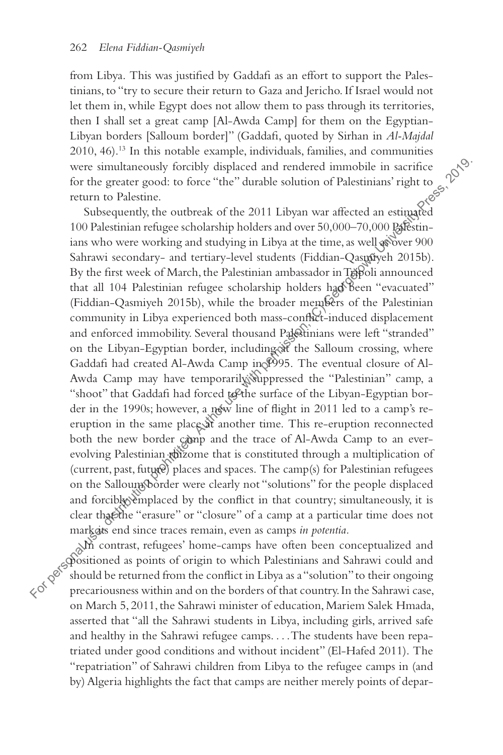from Libya. This was justified by Gaddafi as an effort to support the Palestinians, to "try to secure their return to Gaza and Jericho. If Israel would not let them in, while Egypt does not allow them to pass through its territories, then I shall set a great camp [Al-Awda Camp] for them on the Egyptian-Libyan borders [Salloum border]" (Gaddafi, quoted by Sirhan in *Al-Majdal* 2010, 46).[13] In this notable example, individuals, families, and communities were simultaneously forcibly displaced and rendered immobile in sacrifice for the greater good: to force "the" durable solution of Palestinians' right to return to Palestine.

Subsequently, the outbreak of the 2011 Libyan war affected an estimated 100 Palestinian refugee scholarship holders and over 50,000–70,000 Palestinians who were working and studying in Libya at the time, as well as over 900 Sahrawi secondary- and tertiary-level students (Fiddian-Qasmiyeh 2015b). By the first week of March, the Palestinian ambassador in Tripoli announced that all 104 Palestinian refugee scholarship holders had been "evacuated" (Fiddian-Qasmiyeh 2015b), while the broader members of the Palestinian community in Libya experienced both mass-conflict-induced displacement and enforced immobility. Several thousand Palestinians were left "stranded" on the Libyan-Egyptian border, including at the Salloum crossing, where Gaddafi had created Al-Awda Camp in 1995. The eventual closure of Al-Awda Camp may have temporarily suppressed the "Palestinian" camp, a "shoot" that Gaddafi had forced to the surface of the Libyan-Egyptian border in the 1990s; however, a new line of flight in 2011 led to a camp's re-eruption in the same place at another time. This re-eruption reconnected both the new border camp and the trace of Al-Awda Camp to an ever-evolving Palestinian rhizome that is constituted through a multiplication of (current, past, future) places and spaces. The camp(s) for Palestinian refugees on the Salloum border were clearly not "solutions" for the people displaced and forcibly emplaced by the conflict in that country; simultaneously, it is clear that the "erasure" or "closure" of a camp at a particular time does not mark its end since traces remain, even as camps *in potentia*.

In contrast, refugees' home-camps have often been conceptualized and positioned as points of origin to which Palestinians and Sahrawi could and should be returned from the conflict in Libya as a "solution" to their ongoing precariousness within and on the borders of that country. In the Sahrawi case, on March 5, 2011, the Sahrawi minister of education, Mariem Salek Hmada, asserted that "all the Sahrawi students in Libya, including girls, arrived safe and healthy in the Sahrawi refugee camps. . . . The students have been repatriated under good conditions and without incident" (El-Hafed 2011). The "repatriation" of Sahrawi children from Libya to the refugee camps in (and by) Algeria highlights the fact that camps are neither merely points of depar-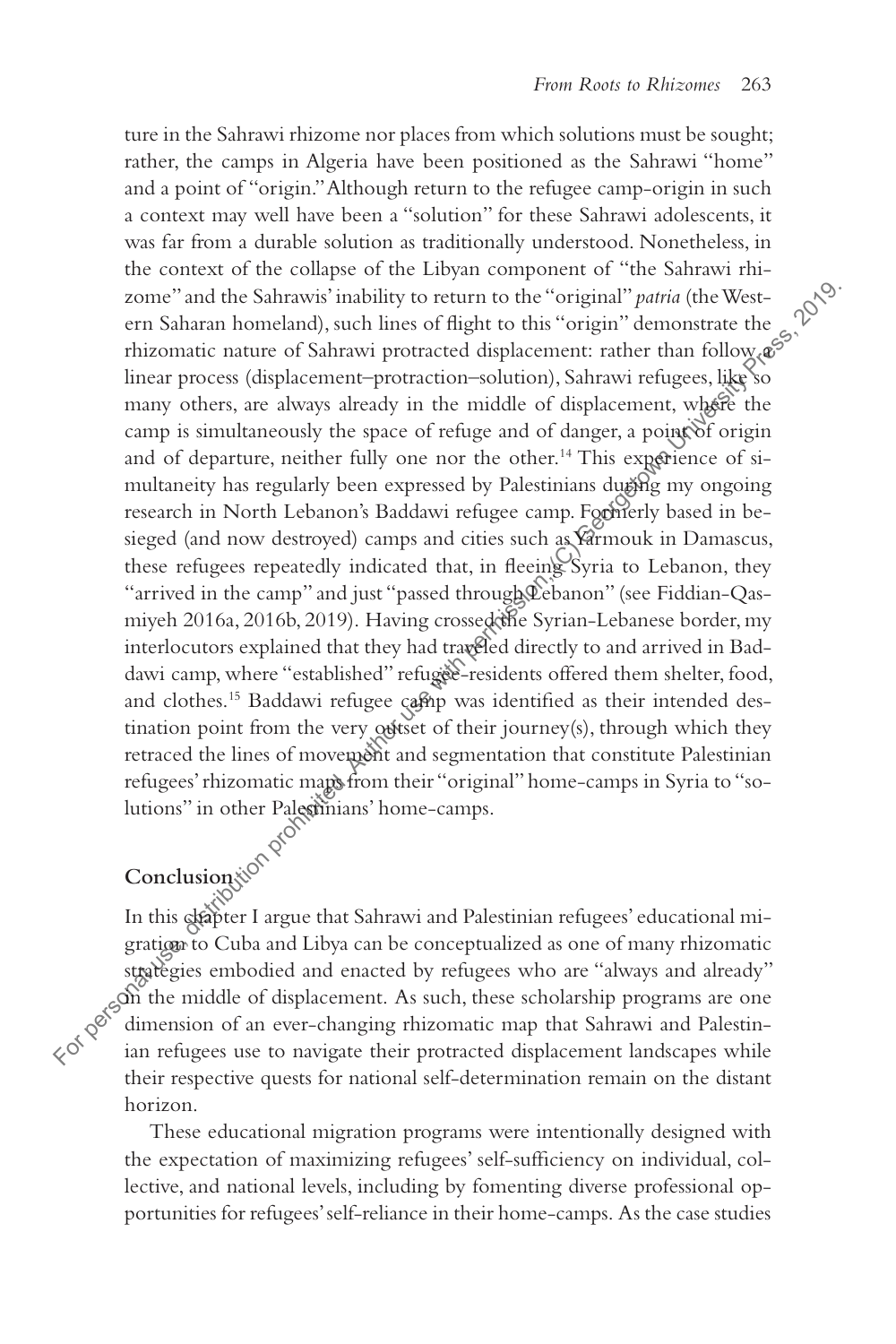ture in the Sahrawi rhizome nor places from which solutions must be sought; rather, the camps in Algeria have been positioned as the Sahrawi "home" and a point of "origin." Although return to the refugee camp-origin in such a context may well have been a "solution" for these Sahrawi adolescents, it was far from a durable solution as traditionally understood. Nonetheless, in the context of the collapse of the Libyan component of "the Sahrawi rhizome" and the Sahrawis' inability to return to the "original" *patria* (the Western Saharan homeland), such lines of flight to this "origin" demonstrate the rhizomatic nature of Sahrawi protracted displacement: rather than follow a linear process (displacement–protraction–solution), Sahrawi refugees, like so many others, are always already in the middle of displacement, where the camp is simultaneously the space of refuge and of danger, a point of origin and of departure, neither fully one nor the other.[14] This experience of simultaneity has regularly been expressed by Palestinians during my ongoing research in North Lebanon's Baddawi refugee camp. Formerly based in besieged (and now destroyed) camps and cities such as Yarmouk in Damascus, these refugees repeatedly indicated that, in fleeing Syria to Lebanon, they "arrived in the camp" and just "passed through Lebanon" (see Fiddian-Qasmiyeh 2016a, 2016b, 2019). Having crossed the Syrian-Lebanese border, my interlocutors explained that they had traveled directly to and arrived in Baddawi camp, where "established" refugee-residents offered them shelter, food, and clothes.[15] Baddawi refugee camp was identified as their intended destination point from the very outset of their journey(s), through which they retraced the lines of movement and segmentation that constitute Palestinian refugees' rhizomatic maps from their "original" home-camps in Syria to "solutions" in other Palestinians' home-camps.

## Conclusion

In this chapter I argue that Sahrawi and Palestinian refugees' educational migration to Cuba and Libya can be conceptualized as one of many rhizomatic strategies embodied and enacted by refugees who are "always and already" in the middle of displacement. As such, these scholarship programs are one dimension of an ever-changing rhizomatic map that Sahrawi and Palestinian refugees use to navigate their protracted displacement landscapes while their respective quests for national self-determination remain on the distant horizon.

These educational migration programs were intentionally designed with the expectation of maximizing refugees' self-sufficiency on individual, collective, and national levels, including by fomenting diverse professional opportunities for refugees' self-reliance in their home-camps. As the case studies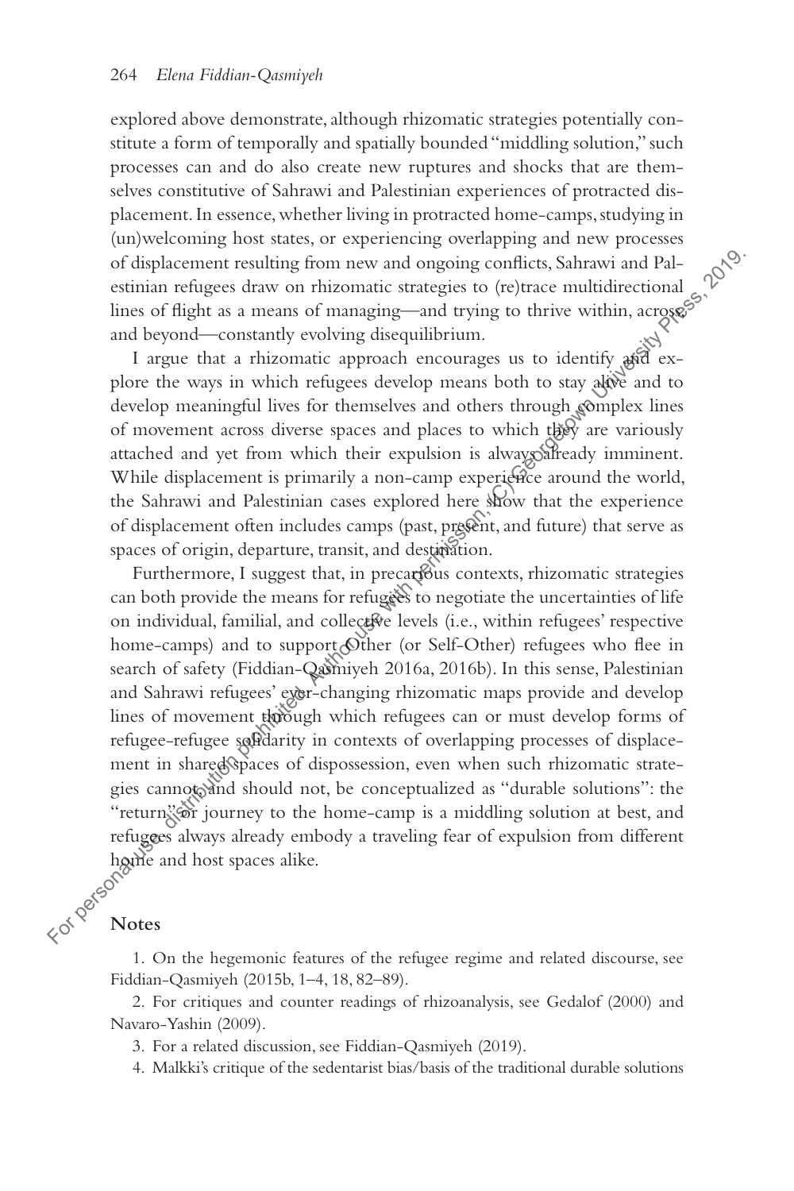explored above demonstrate, although rhizomatic strategies potentially constitute a form of temporally and spatially bounded "middling solution," such processes can and do also create new ruptures and shocks that are themselves constitutive of Sahrawi and Palestinian experiences of protracted displacement. In essence, whether living in protracted home-camps, studying in (un)welcoming host states, or experiencing overlapping and new processes of displacement resulting from new and ongoing conflicts, Sahrawi and Palestinian refugees draw on rhizomatic strategies to (re)trace multidirectional lines of flight as a means of managing—and trying to thrive within, across, and beyond—constantly evolving disequilibrium.

I argue that a rhizomatic approach encourages us to identify and explore the ways in which refugees develop means both to stay alive and to develop meaningful lives for themselves and others through complex lines of movement across diverse spaces and places to which they are variously attached and yet from which their expulsion is always already imminent. While displacement is primarily a non-camp experience around the world, the Sahrawi and Palestinian cases explored here show that the experience of displacement often includes camps (past, present, and future) that serve as spaces of origin, departure, transit, and destination.

Furthermore, I suggest that, in precarious contexts, rhizomatic strategies can both provide the means for refugees to negotiate the uncertainties of life on individual, familial, and collective levels (i.e., within refugees' respective home-camps) and to support Other (or Self-Other) refugees who flee in search of safety (Fiddian-Qasmiyeh 2016a, 2016b). In this sense, Palestinian and Sahrawi refugees' ever-changing rhizomatic maps provide and develop lines of movement through which refugees can or must develop forms of refugee-refugee solidarity in contexts of overlapping processes of displacement in shared spaces of dispossession, even when such rhizomatic strategies cannot, and should not, be conceptualized as "durable solutions": the "return" or journey to the home-camp is a middling solution at best, and refugees always already embody a traveling fear of expulsion from different home and host spaces alike.

## Notes

1. On the hegemonic features of the refugee regime and related discourse, see Fiddian-Qasmiyeh (2015b, 1–4, 18, 82–89).

2. For critiques and counter readings of rhizoanalysis, see Gedalof (2000) and Navaro-Yashin (2009).

3. For a related discussion, see Fiddian-Qasmiyeh (2019).

4. Malkki's critique of the sedentarist bias/basis of the traditional durable solutions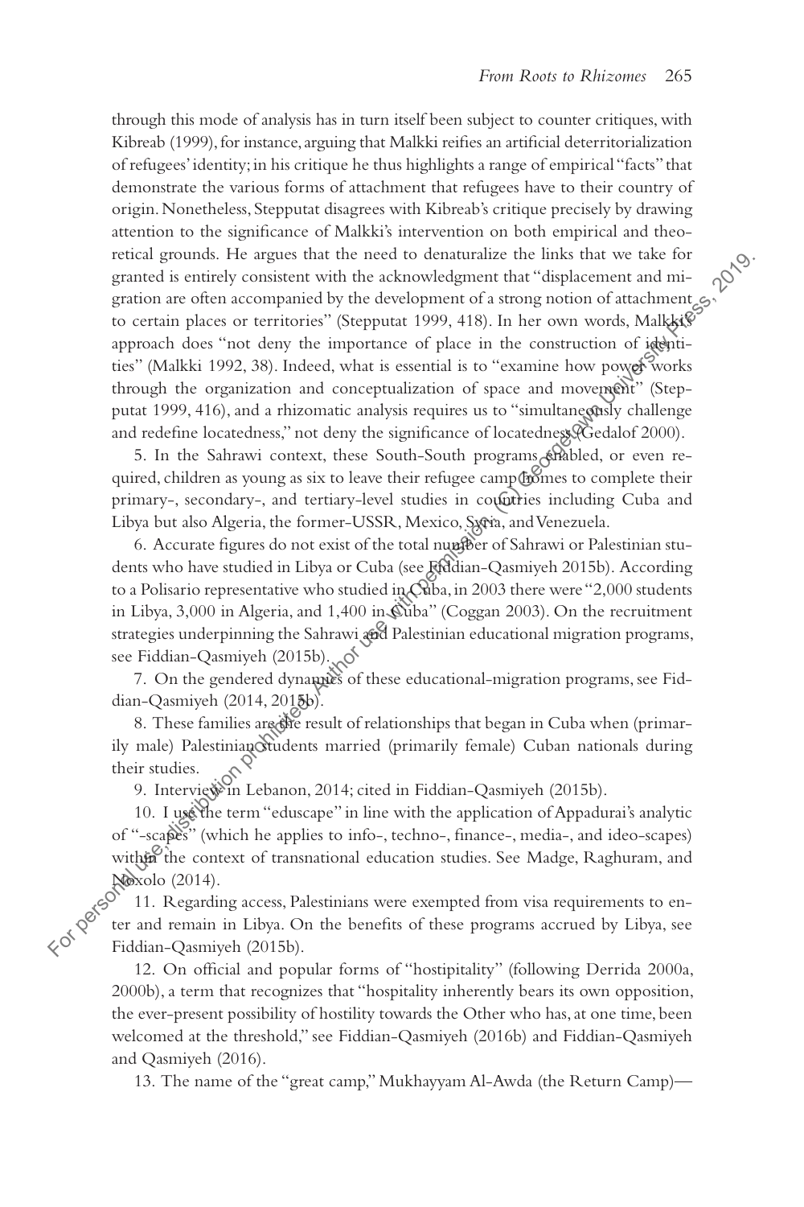through this mode of analysis has in turn itself been subject to counter critiques, with Kibreab (1999), for instance, arguing that Malkki reifies an artificial deterritorialization of refugees' identity; in his critique he thus highlights a range of empirical "facts" that demonstrate the various forms of attachment that refugees have to their country of origin. Nonetheless, Stepputat disagrees with Kibreab's critique precisely by drawing attention to the significance of Malkki's intervention on both empirical and theoretical grounds. He argues that the need to denaturalize the links that we take for granted is entirely consistent with the acknowledgment that "displacement and migration are often accompanied by the development of a strong notion of attachment to certain places or territories" (Stepputat 1999, 418). In her own words, Malkki's approach does "not deny the importance of place in the construction of identities" (Malkki 1992, 38). Indeed, what is essential is to "examine how power works through the organization and conceptualization of space and movement" (Stepputat 1999, 416), and a rhizomatic analysis requires us to "simultaneously challenge and redefine locatedness," not deny the significance of locatedness (Gedalof 2000).

5. In the Sahrawi context, these South-South programs enabled, or even required, children as young as six to leave their refugee camp homes to complete their primary-, secondary-, and tertiary-level studies in countries including Cuba and Libya but also Algeria, the former-USSR, Mexico, Syria, and Venezuela.

6. Accurate figures do not exist of the total number of Sahrawi or Palestinian students who have studied in Libya or Cuba (see Fiddian-Qasmiyeh 2015b). According to a Polisario representative who studied in Cuba, in 2003 there were "2,000 students in Libya, 3,000 in Algeria, and 1,400 in Cuba" (Coggan 2003). On the recruitment strategies underpinning the Sahrawi and Palestinian educational migration programs, see Fiddian-Qasmiyeh (2015b).

7. On the gendered dynamics of these educational-migration programs, see Fiddian-Qasmiyeh (2014, 2015b).

8. These families are the result of relationships that began in Cuba when (primarily male) Palestinian students married (primarily female) Cuban nationals during their studies.

9. Interview in Lebanon, 2014; cited in Fiddian-Qasmiyeh (2015b).

10. I use the term "eduscape" in line with the application of Appadurai's analytic of "-scapes" (which he applies to info-, techno-, finance-, media-, and ideo-scapes) within the context of transnational education studies. See Madge, Raghuram, and Noxolo (2014).

11. Regarding access, Palestinians were exempted from visa requirements to enter and remain in Libya. On the benefits of these programs accrued by Libya, see Fiddian-Qasmiyeh (2015b).

12. On official and popular forms of "hostipitality" (following Derrida 2000a, 2000b), a term that recognizes that "hospitality inherently bears its own opposition, the ever-present possibility of hostility towards the Other who has, at one time, been welcomed at the threshold," see Fiddian-Qasmiyeh (2016b) and Fiddian-Qasmiyeh and Qasmiyeh (2016).

13. The name of the "great camp," Mukhayyam Al-Awda (the Return Camp)—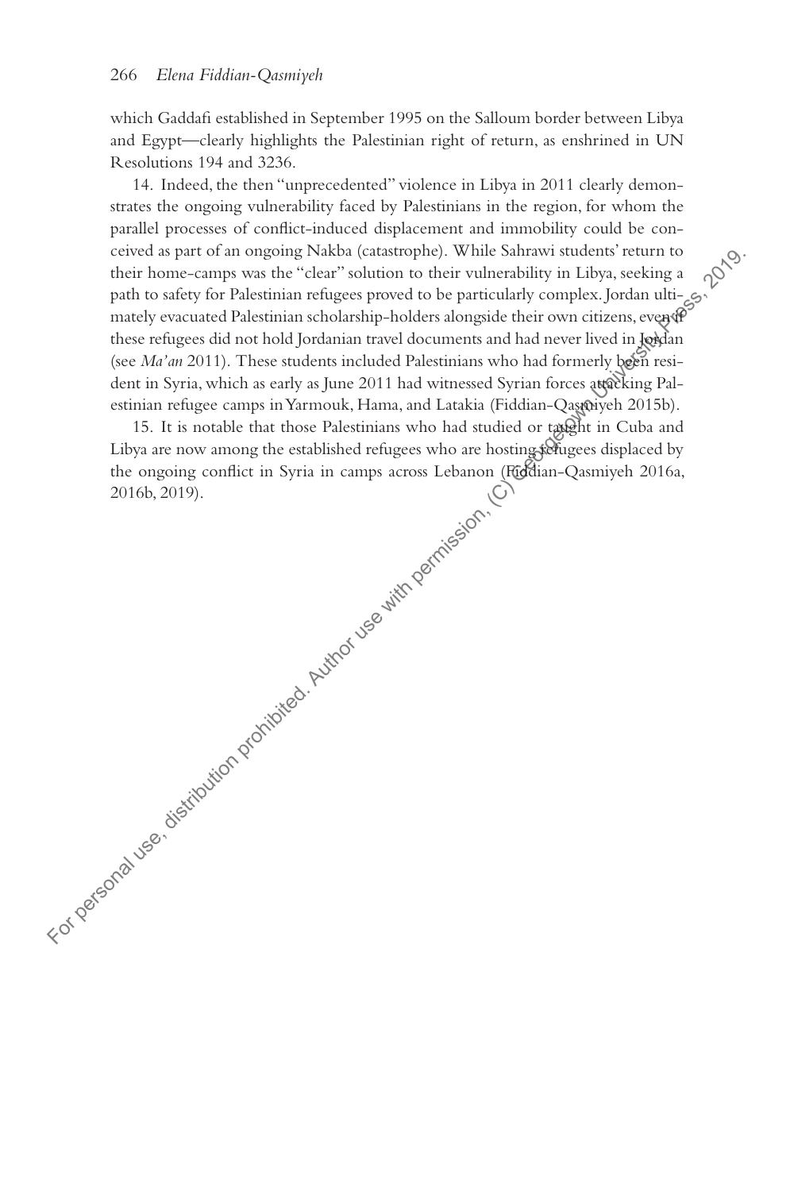which Gaddafi established in September 1995 on the Salloum border between Libya and Egypt—clearly highlights the Palestinian right of return, as enshrined in UN Resolutions 194 and 3236.

14. Indeed, the then "unprecedented" violence in Libya in 2011 clearly demonstrates the ongoing vulnerability faced by Palestinians in the region, for whom the parallel processes of conflict-induced displacement and immobility could be conceived as part of an ongoing Nakba (catastrophe). While Sahrawi students' return to their home-camps was the "clear" solution to their vulnerability in Libya, seeking a path to safety for Palestinian refugees proved to be particularly complex. Jordan ultimately evacuated Palestinian scholarship-holders alongside their own citizens, even if these refugees did not hold Jordanian travel documents and had never lived in Jordan (see *Ma'an* 2011). These students included Palestinians who had formerly been resident in Syria, which as early as June 2011 had witnessed Syrian forces attacking Palestinian refugee camps in Yarmouk, Hama, and Latakia (Fiddian-Qasmiyeh 2015b).

15. It is notable that those Palestinians who had studied or taught in Cuba and Libya are now among the established refugees who are hosting refugees displaced by the ongoing conflict in Syria in camps across Lebanon (Fiddian-Qasmiyeh 2016a, 2016b, 2019).